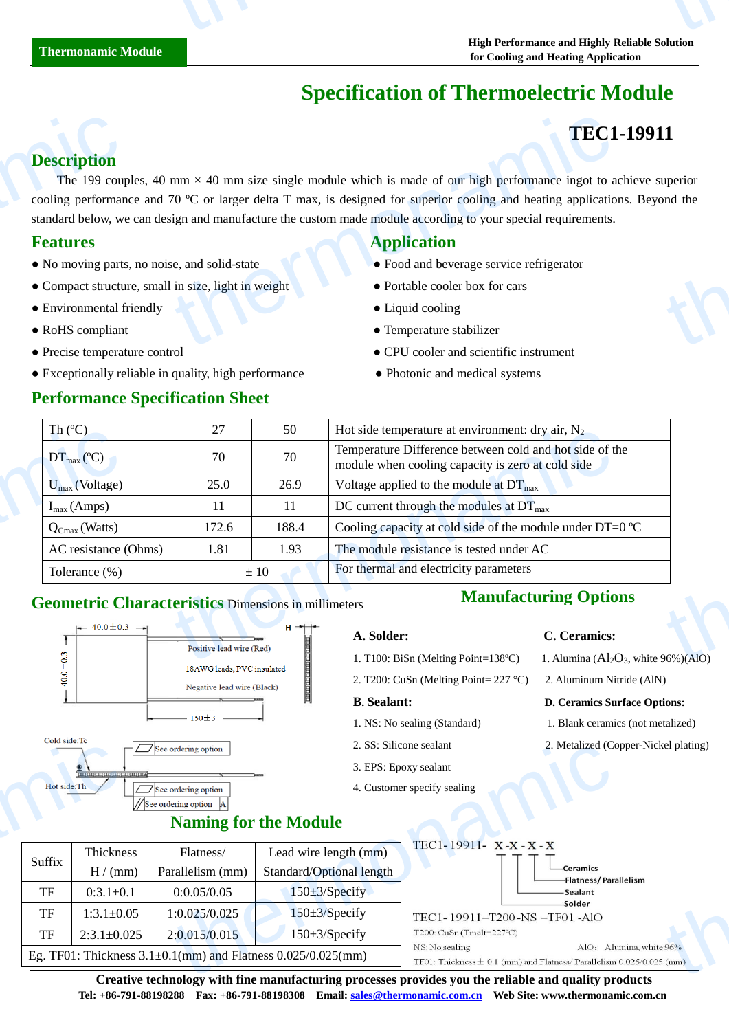Thermonamic Module

High Performance and Highly Reliable Solution for Cooling and Heating Application

# Specification of Thermoelectric Module

## TEC1-19911

## Description

The 199 couples, 40 mm × 40 mm size single module which is made of our high performance ingot to achieve superior cooling performance and 70 ºC or larger delta T max, is designed for superior cooling and heating applications. Beyond the standard below, we can design and manufacture the custom made module according to your special requirements.

## Features

- No moving parts, no noise, and solid-state
- Compact structure, small in size, light in weight
- Environmental friendly
- RoHS compliant
- Precise temperature control
- Exceptionally reliable in quality, high performance

## Application

- Food and beverage service refrigerator
- Portable cooler box for cars
- Liquid cooling
- Temperature stabilizer
- CPU cooler and scientific instrument
- Photonic and medical systems

## Performance Specification Sheet

| Th (ºC) | 27 | 50 | Hot side temperature at environment: dry air, $N_2$ |
|---|---|---|---|
| $DT_{max}$ (ºC) | 70 | 70 | Temperature Difference between cold and hot side of the module when cooling capacity is zero at cold side |
| $U_{max}$ (Voltage) | 25.0 | 26.9 | Voltage applied to the module at $DT_{max}$ |
| $I_{max}$ (Amps) | 11 | 11 | DC current through the modules at $DT_{max}$ |
| $Q_{Cmax}$ (Watts) | 172.6 | 188.4 | Cooling capacity at cold side of the module under DT=0 ºC |
| AC resistance (Ohms) | 1.81 | 1.93 | The module resistance is tested under AC |
| Tolerance (%) | ± 10 | | For thermal and electricity parameters |

## Geometric Characteristics

Dimensions in millimeters

40.0±0.3; 40.0±0.3; H; Positive lead wire (Red); 18AWG leads, PVC insulated; Negative lead wire (Black); 150±3

Cold side: Tc; Hot side: Th; See ordering option; See ordering option; See ordering option A

## Manufacturing Options

**A. Solder:**

1. T100: BiSn (Melting Point=138ºC)
2. T200: CuSn (Melting Point= 227 °C)

**B. Sealant:**

1. NS: No sealing (Standard)
2. SS: Silicone sealant
3. EPS: Epoxy sealant
4. Customer specify sealing

**C. Ceramics:**

1. Alumina ($Al_2O_3$, white 96%)(AlO)
2. Aluminum Nitride (AlN)

**D. Ceramics Surface Options:**

1. Blank ceramics (not metalized)
2. Metalized (Copper-Nickel plating)

## Naming for the Module

| Suffix | Thickness H / (mm) | Flatness/ Parallelism (mm) | Lead wire length (mm) Standard/Optional length |
|---|---|---|---|
| TF | 0:3.1±0.1 | 0:0.05/0.05 | 150±3/Specify |
| TF | 1:3.1±0.05 | 1:0.025/0.025 | 150±3/Specify |
| TF | 2:3.1±0.025 | 2:0.015/0.015 | 150±3/Specify |
| Eg. TF01: Thickness 3.1±0.1(mm) and Flatness 0.025/0.025(mm) | | | |

TEC1-19911- X-X-X-X

- Ceramics
- Flatness/ Parallelism
- Sealant
- Solder

TEC1-19911–T200-NS –TF01 -AlO

T200: CuSn (Tmelt=227ºC)

NS: No sealing

AlO: Alumina, white 96%

TF01: Thickness ± 0.1 (mm) and Flatness/ Parallelism 0.025/0.025 (mm)

**Creative technology with fine manufacturing processes provides you the reliable and quality products**

**Tel: +86-791-88198288 Fax: +86-791-88198308 Email: sales@thermonamic.com.cn Web Site: www.thermonamic.com.cn**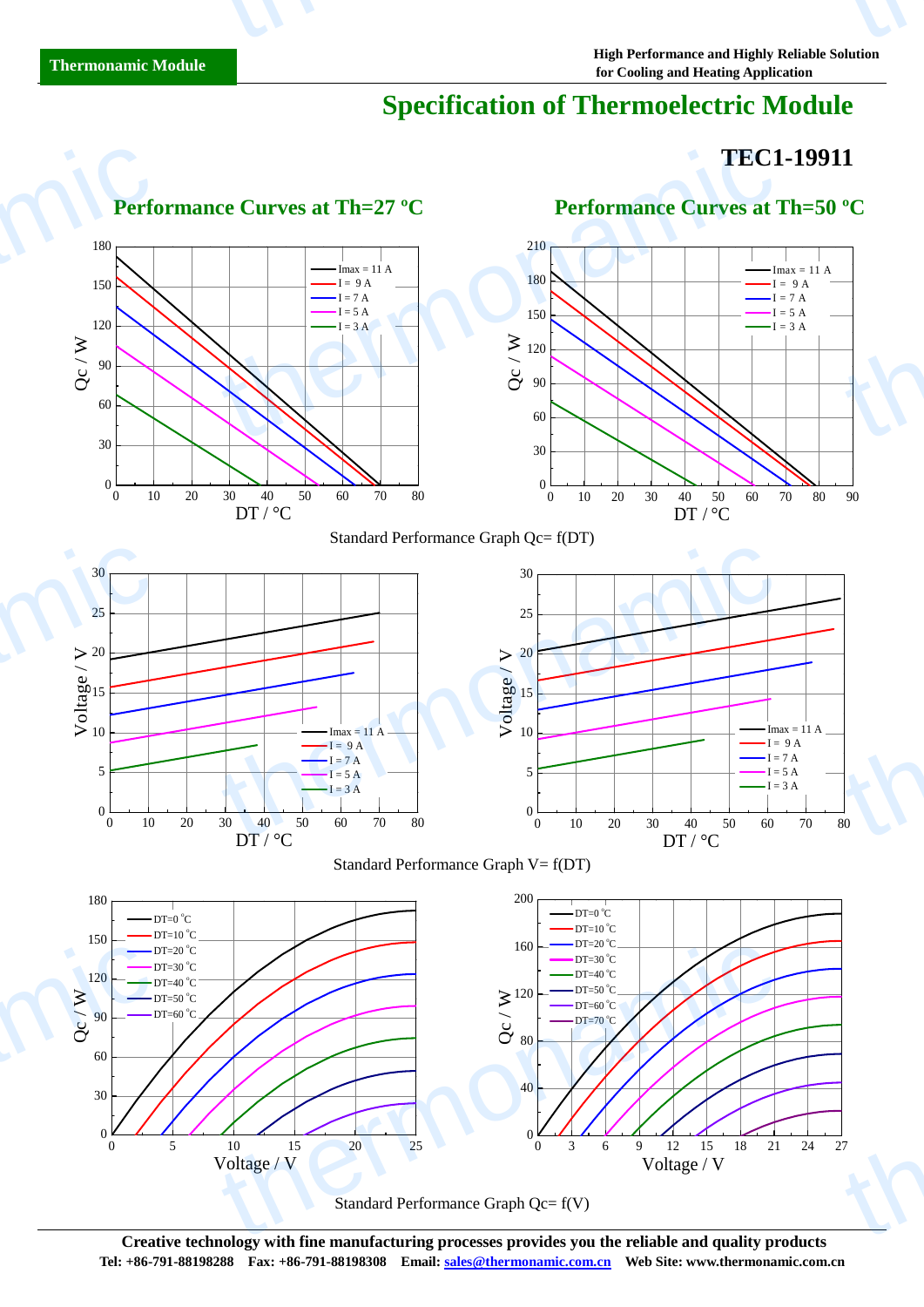Thermonamic Module

High Performance and Highly Reliable Solution for Cooling and Heating Application

# Specification of Thermoelectric Module

## TEC1-19911

### Performance Curves at Th=27 ºC

### Performance Curves at Th=50 ºC

Standard Performance Graph Qc= f(DT)

Standard Performance Graph V= f(DT)

Standard Performance Graph Qc= f(V)

**Creative technology with fine manufacturing processes provides you the reliable and quality products**

**Tel: +86-791-88198288 Fax: +86-791-88198308 Email: sales@thermonamic.com.cn Web Site: www.thermonamic.com.cn**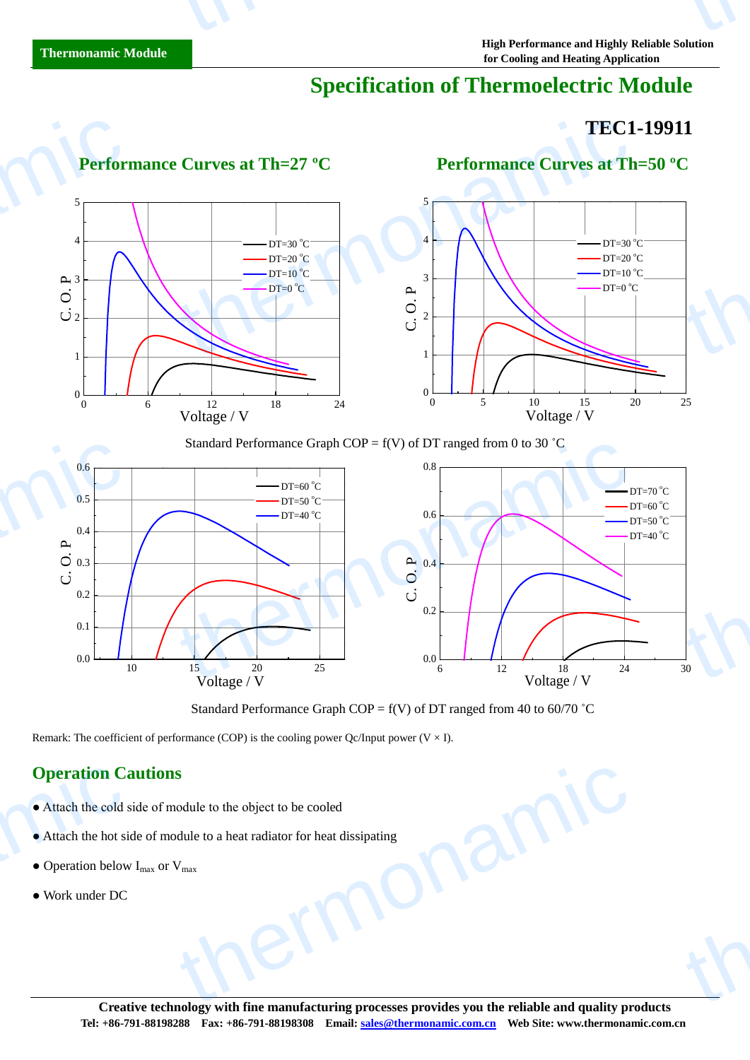# Specification of Thermoelectric Module

## TEC1-19911

### Performance Curves at Th=27 ºC

C. O. P
5
4
3
2
1
0
0 6 12 18 24
Voltage / V
DT=30 °C
DT=20 °C
DT=10 °C
DT=0 °C

### Performance Curves at Th=50 ºC

C. O. P
5
4
3
2
1
0
0 5 10 15 20 25
Voltage / V
DT=30 °C
DT=20 °C
DT=10 °C
DT=0 °C

Standard Performance Graph COP = f(V) of DT ranged from 0 to 30 ˚C

C. O. P
0.6
0.5
0.4
0.3
0.2
0.1
0.0
10 15 20 25
Voltage / V
DT=60 °C
DT=50 °C
DT=40 °C

C. O. P
0.8
0.6
0.4
0.2
0.0
6 12 18 24 30
Voltage / V
DT=70 °C
DT=60 °C
DT=50 °C
DT=40 °C

Standard Performance Graph COP = f(V) of DT ranged from 40 to 60/70 ˚C

Remark: The coefficient of performance (COP) is the cooling power Qc/Input power (V × I).

## Operation Cautions

- Attach the cold side of module to the object to be cooled
- Attach the hot side of module to a heat radiator for heat dissipating
- Operation below $I_{max}$ or $V_{max}$
- Work under DC